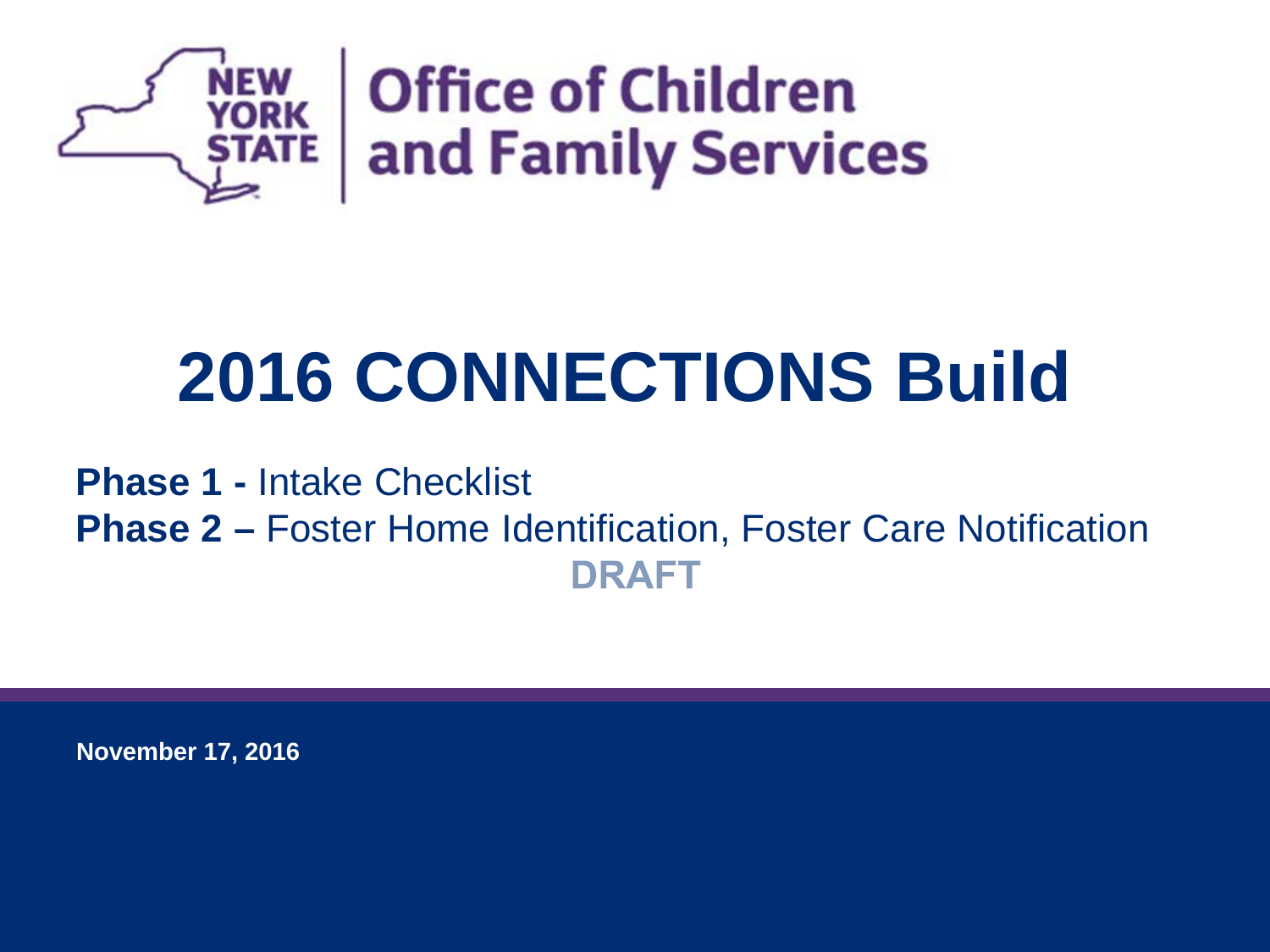New York State Office of Children and Family Services

# 2016 CONNECTIONS Build

**Phase 1 -** Intake Checklist
**Phase 2 –** Foster Home Identification, Foster Care Notification

**DRAFT**

**November 17, 2016**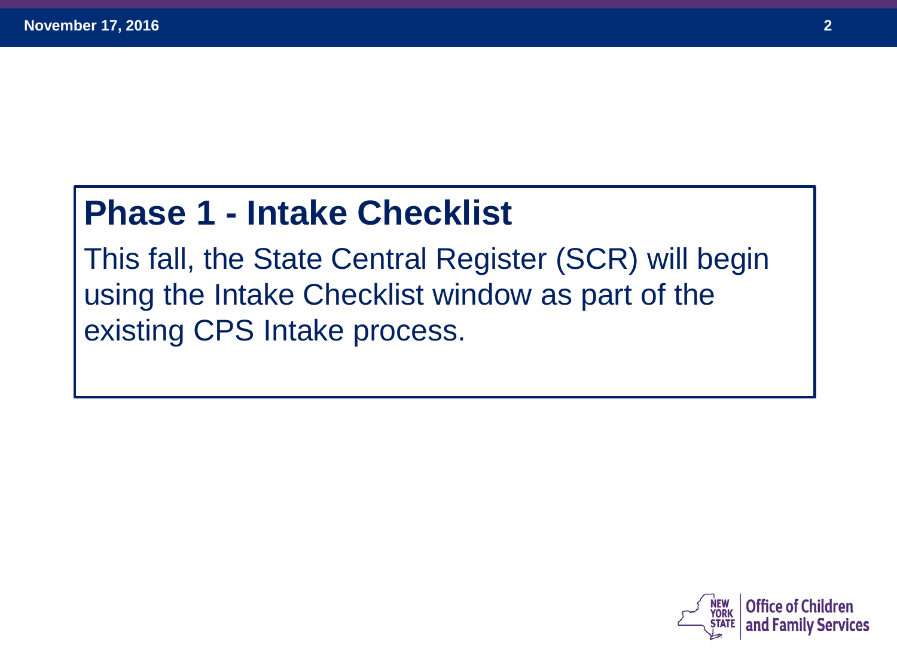## Phase 1 - Intake Checklist

This fall, the State Central Register (SCR) will begin using the Intake Checklist window as part of the existing CPS Intake process.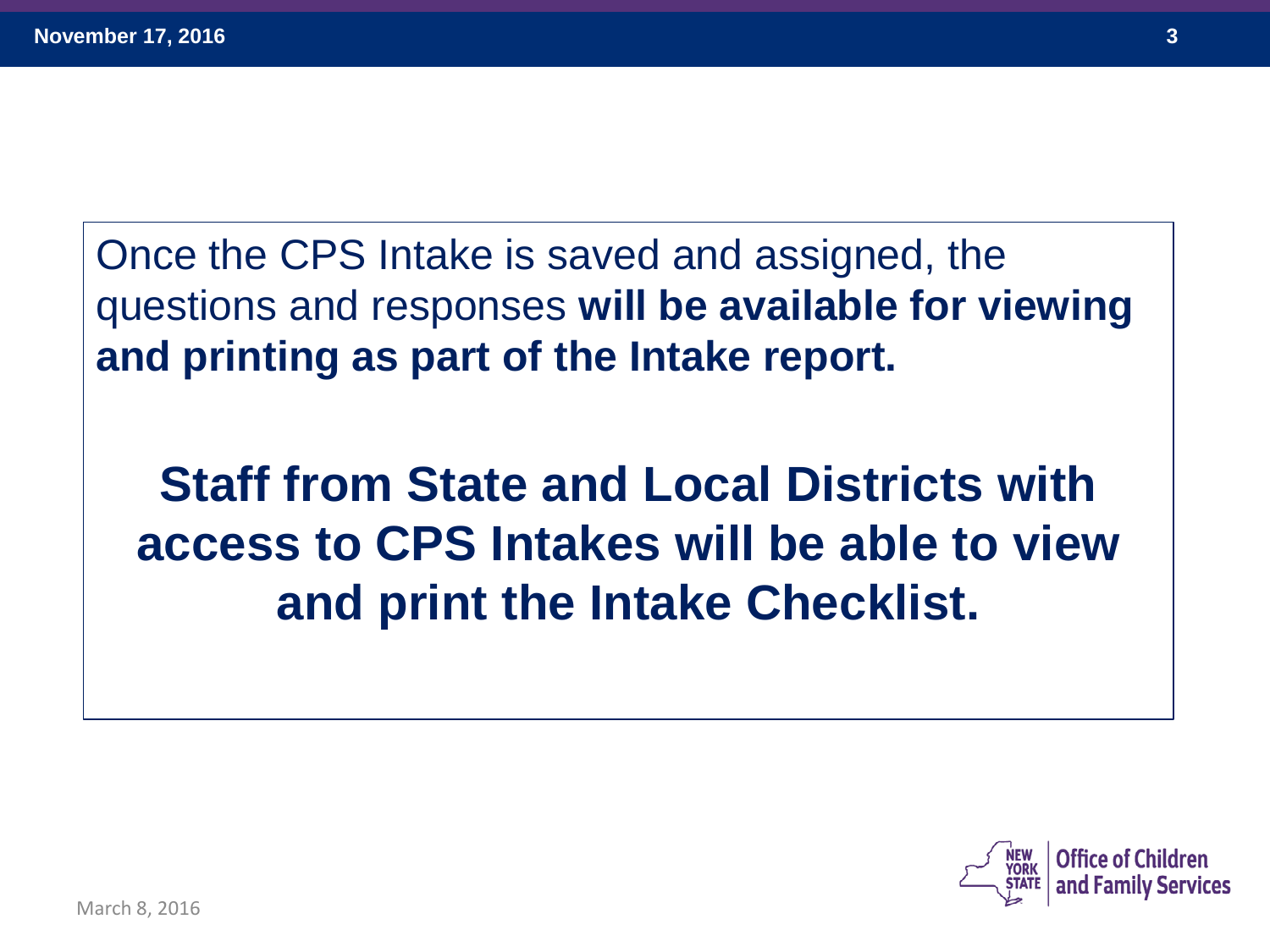Once the CPS Intake is saved and assigned, the questions and responses **will be available for viewing and printing as part of the Intake report.**

**Staff from State and Local Districts with access to CPS Intakes will be able to view and print the Intake Checklist.**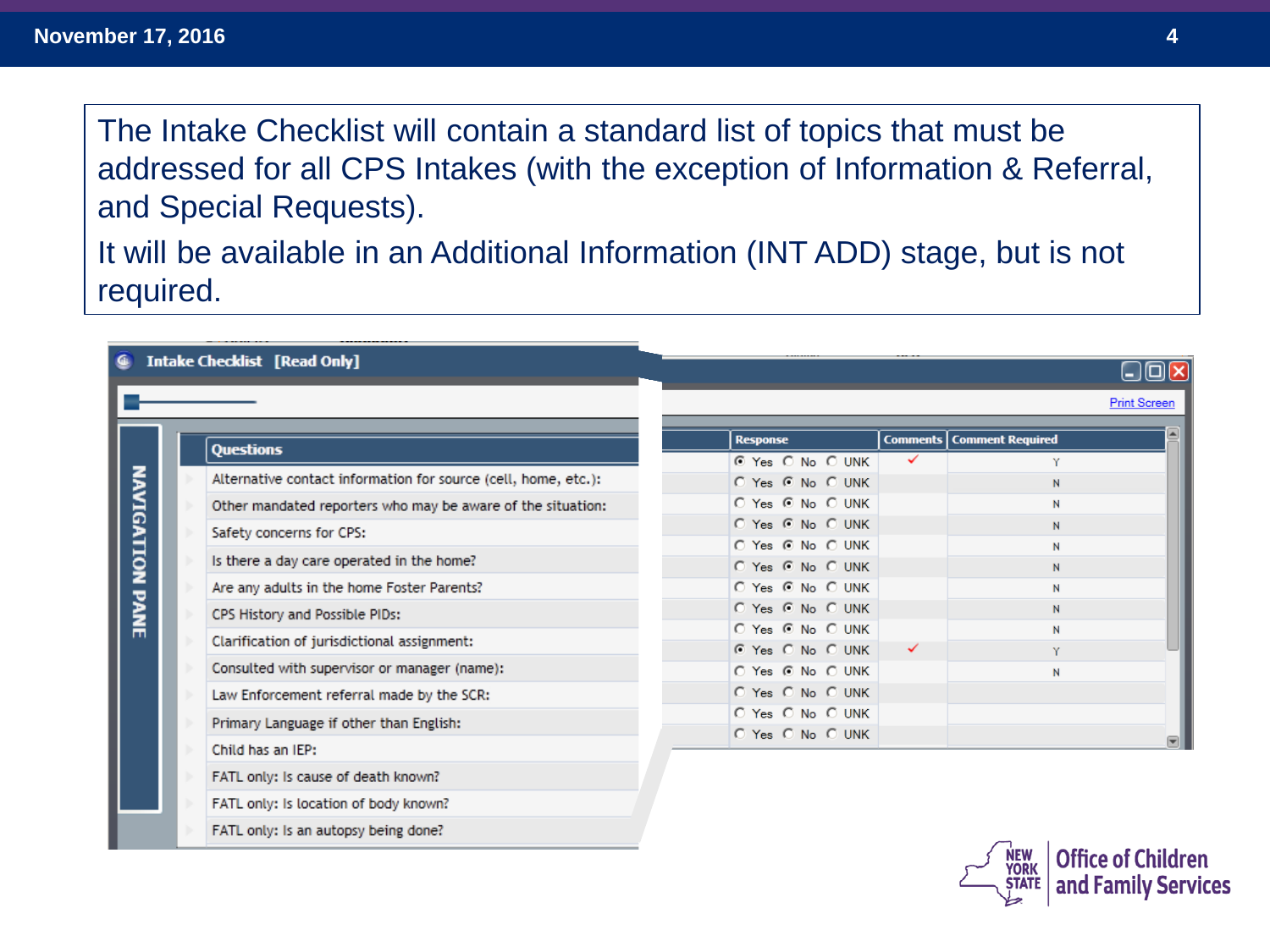The Intake Checklist will contain a standard list of topics that must be addressed for all CPS Intakes (with the exception of Information & Referral, and Special Requests).

It will be available in an Additional Information (INT ADD) stage, but is not required.

**Intake Checklist [Read Only]**

Print Screen

NAVIGATION PANE

| Questions | Response | Comments | Comment Required |
|---|---|---|---|
| Alternative contact information for source (cell, home, etc.): | Yes | ✓ | Y |
| Other mandated reporters who may be aware of the situation: | No | | N |
| Safety concerns for CPS: | No | | N |
| Is there a day care operated in the home? | No | | N |
| Are any adults in the home Foster Parents? | No | | N |
| CPS History and Possible PIDs: | No | | N |
| Clarification of jurisdictional assignment: | No | | N |
| Consulted with supervisor or manager (name): | No | | N |
| Law Enforcement referral made by the SCR: | No | | N |
| Primary Language if other than English: | Yes | ✓ | Y |
| Child has an IEP: | No | | N |
| FATL only: Is cause of death known? | | | |
| FATL only: Is location of body known? | | | |
| FATL only: Is an autopsy being done? | | | |

NEW YORK STATE | Office of Children and Family Services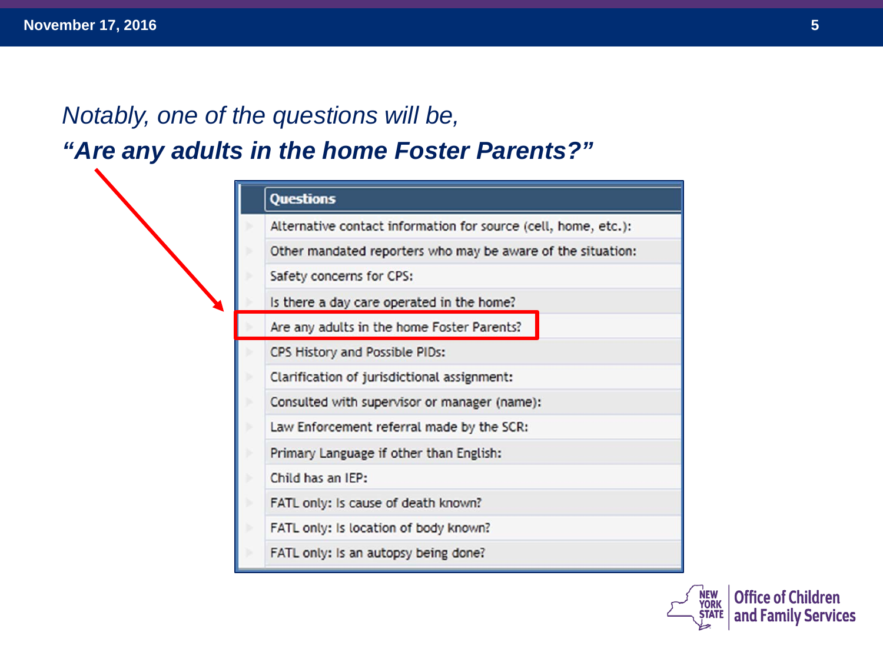*Notably, one of the questions will be,*

***"Are any adults in the home Foster Parents?"***

| Questions |
| --- |
| Alternative contact information for source (cell, home, etc.): |
| Other mandated reporters who may be aware of the situation: |
| Safety concerns for CPS: |
| Is there a day care operated in the home? |
| Are any adults in the home Foster Parents? |
| CPS History and Possible PIDs: |
| Clarification of jurisdictional assignment: |
| Consulted with supervisor or manager (name): |
| Law Enforcement referral made by the SCR: |
| Primary Language if other than English: |
| Child has an IEP: |
| FATL only: Is cause of death known? |
| FATL only: Is location of body known? |
| FATL only: Is an autopsy being done? |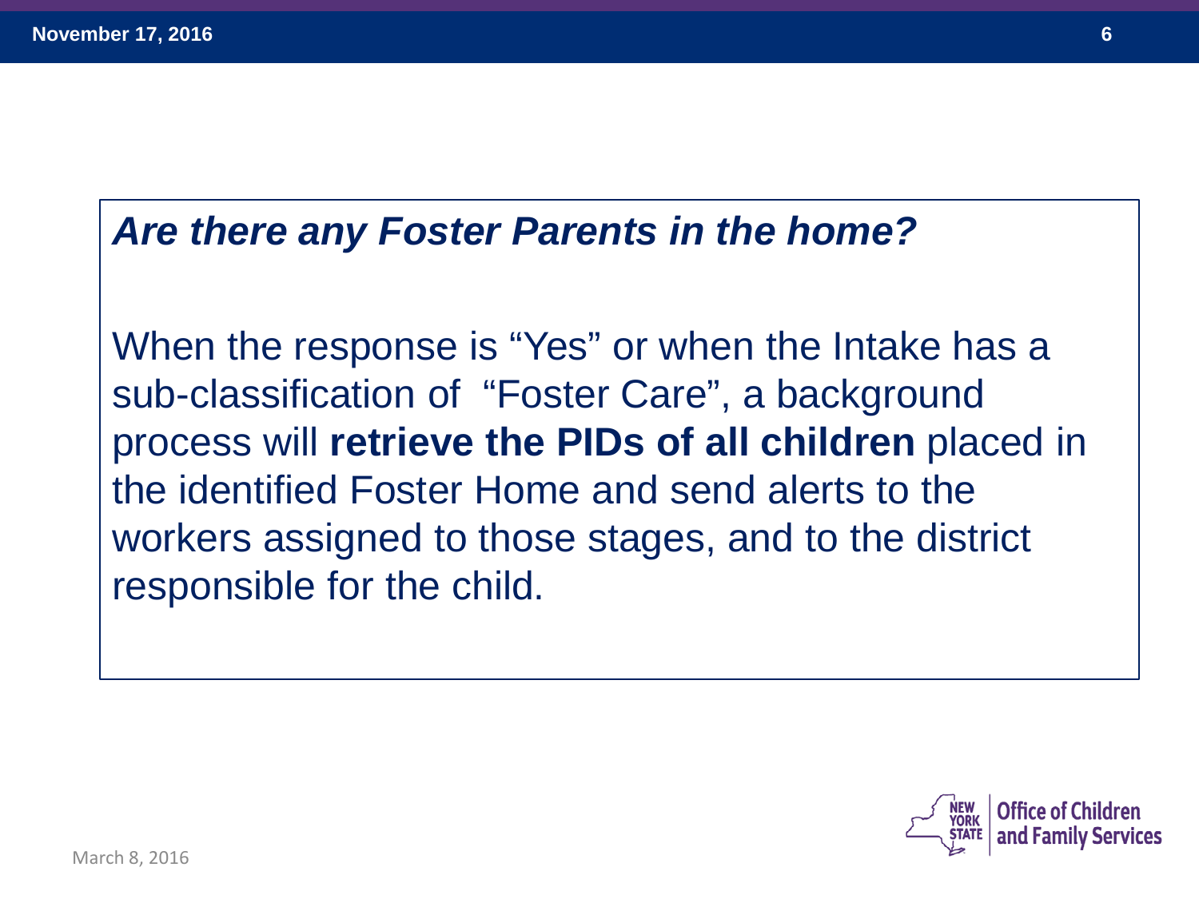***Are there any Foster Parents in the home?***

When the response is “Yes” or when the Intake has a sub-classification of “Foster Care”, a background process will **retrieve the PIDs of all children** placed in the identified Foster Home and send alerts to the workers assigned to those stages, and to the district responsible for the child.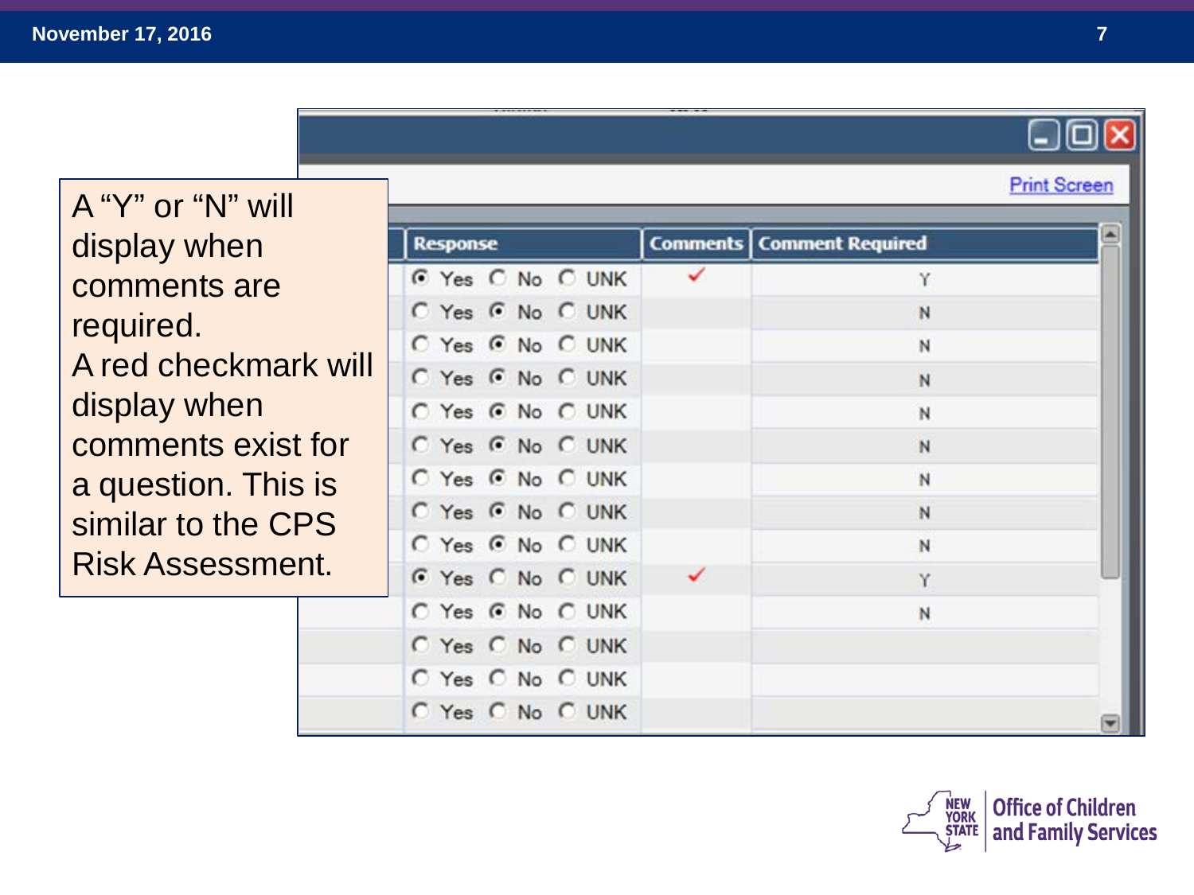A "Y" or "N" will display when comments are required.
A red checkmark will display when comments exist for a question. This is similar to the CPS Risk Assessment.

Print Screen

| Response | Comments | Comment Required |
|---|---|---|
| ◉ Yes ○ No ○ UNK | ✓ | Y |
| ○ Yes ◉ No ○ UNK | | N |
| ○ Yes ◉ No ○ UNK | | N |
| ○ Yes ◉ No ○ UNK | | N |
| ○ Yes ◉ No ○ UNK | | N |
| ○ Yes ◉ No ○ UNK | | N |
| ○ Yes ◉ No ○ UNK | | N |
| ○ Yes ◉ No ○ UNK | | N |
| ○ Yes ◉ No ○ UNK | | N |
| ◉ Yes ○ No ○ UNK | ✓ | Y |
| ○ Yes ◉ No ○ UNK | | N |
| ○ Yes ○ No ○ UNK | | |
| ○ Yes ○ No ○ UNK | | |
| ○ Yes ○ No ○ UNK | | |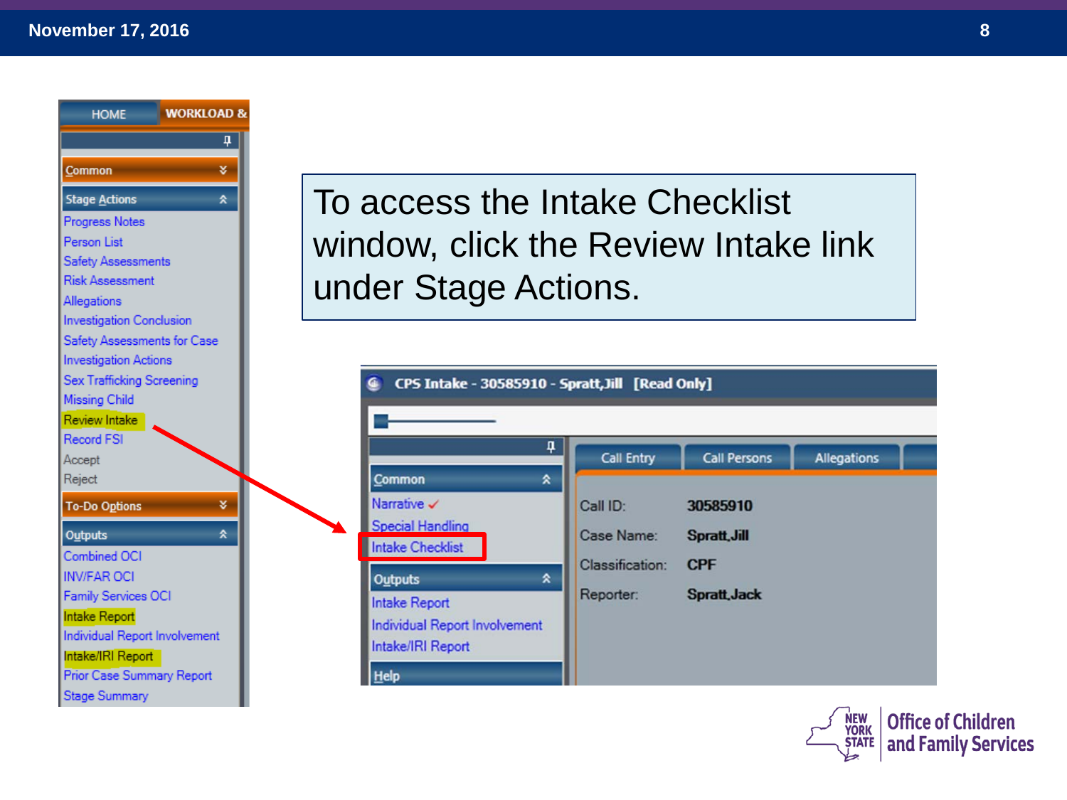To access the Intake Checklist window, click the Review Intake link under Stage Actions.

HOME | WORKLOAD &

Common

Stage Actions

- Progress Notes
- Person List
- Safety Assessments
- Risk Assessment
- Allegations
- Investigation Conclusion
- Safety Assessments for Case
- Investigation Actions
- Sex Trafficking Screening
- Missing Child
- Review Intake
- Record FSI
- Accept
- Reject

To-Do Options

Outputs

- Combined OCI
- INV/FAR OCI
- Family Services OCI
- Intake Report
- Individual Report Involvement
- Intake/IRI Report
- Prior Case Summary Report
- Stage Summary

CPS Intake - 30585910 - Spratt,Jill [Read Only]

Common

- Narrative ✓
- Special Handling
- Intake Checklist

Outputs

- Intake Report
- Individual Report Involvement
- Intake/IRI Report

Help

Call Entry | Call Persons | Allegations

| | |
|---|---|
| Call ID: | 30585910 |
| Case Name: | Spratt,Jill |
| Classification: | CPF |
| Reporter: | Spratt,Jack |

NEW YORK STATE | Office of Children and Family Services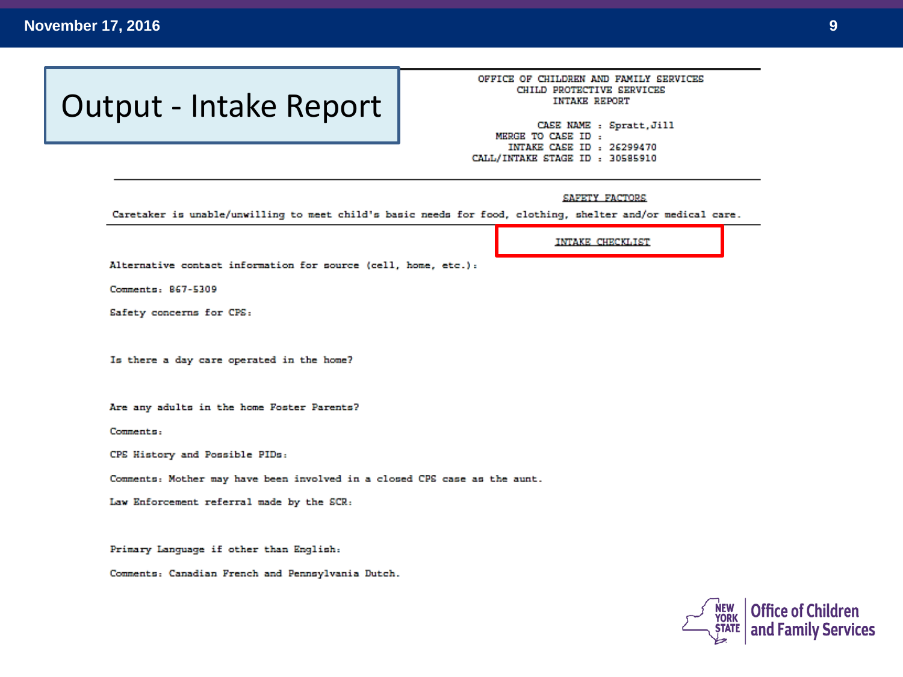# Output - Intake Report

OFFICE OF CHILDREN AND FAMILY SERVICES
CHILD PROTECTIVE SERVICES
INTAKE REPORT

CASE NAME : Spratt,Jill
MERGE TO CASE ID :
INTAKE CASE ID : 26299470
CALL/INTAKE STAGE ID : 30585910

---

SAFETY FACTORS

Caretaker is unable/unwilling to meet child's basic needs for food, clothing, shelter and/or medical care.

---

INTAKE CHECKLIST

Alternative contact information for source (cell, home, etc.):

Comments: 867-5309

Safety concerns for CPS:

Is there a day care operated in the home?

Are any adults in the home Foster Parents?

Comments:

CPS History and Possible PIDs:

Comments: Mother may have been involved in a closed CPS case as the aunt.

Law Enforcement referral made by the SCR:

Primary Language if other than English:

Comments: Canadian French and Pennsylvania Dutch.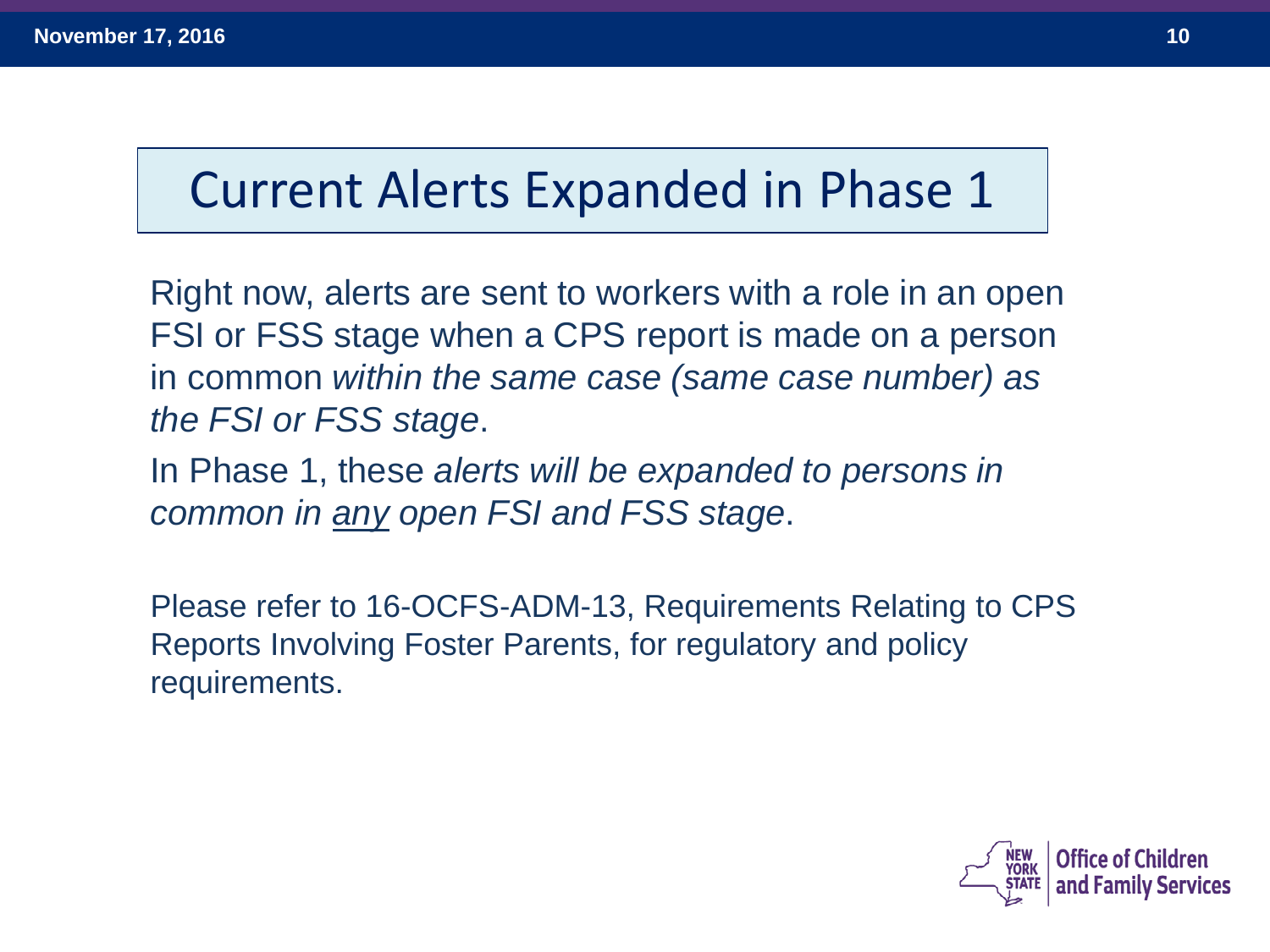# Current Alerts Expanded in Phase 1

Right now, alerts are sent to workers with a role in an open FSI or FSS stage when a CPS report is made on a person in common *within the same case (same case number) as the FSI or FSS stage*.

In Phase 1, these *alerts will be expanded to persons in common in <u>any</u> open FSI and FSS stage*.

Please refer to 16-OCFS-ADM-13, Requirements Relating to CPS Reports Involving Foster Parents, for regulatory and policy requirements.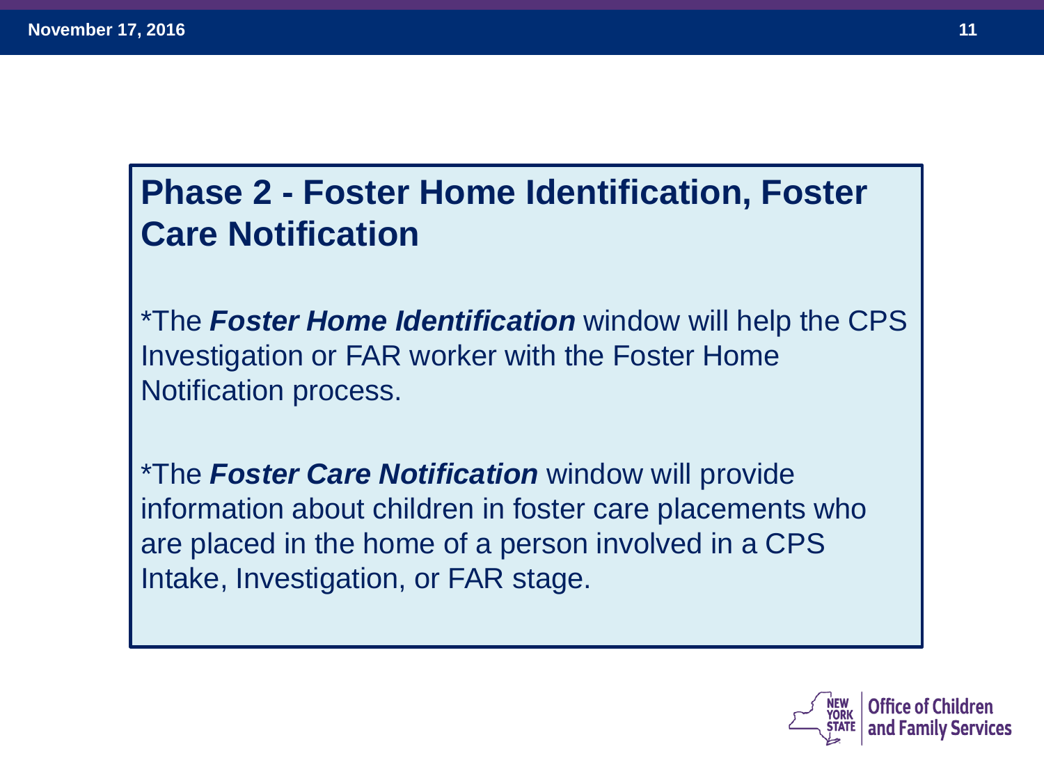## Phase 2 - Foster Home Identification, Foster Care Notification

*The ***Foster Home Identification*** window will help the CPS Investigation or FAR worker with the Foster Home Notification process.

*The ***Foster Care Notification*** window will provide information about children in foster care placements who are placed in the home of a person involved in a CPS Intake, Investigation, or FAR stage.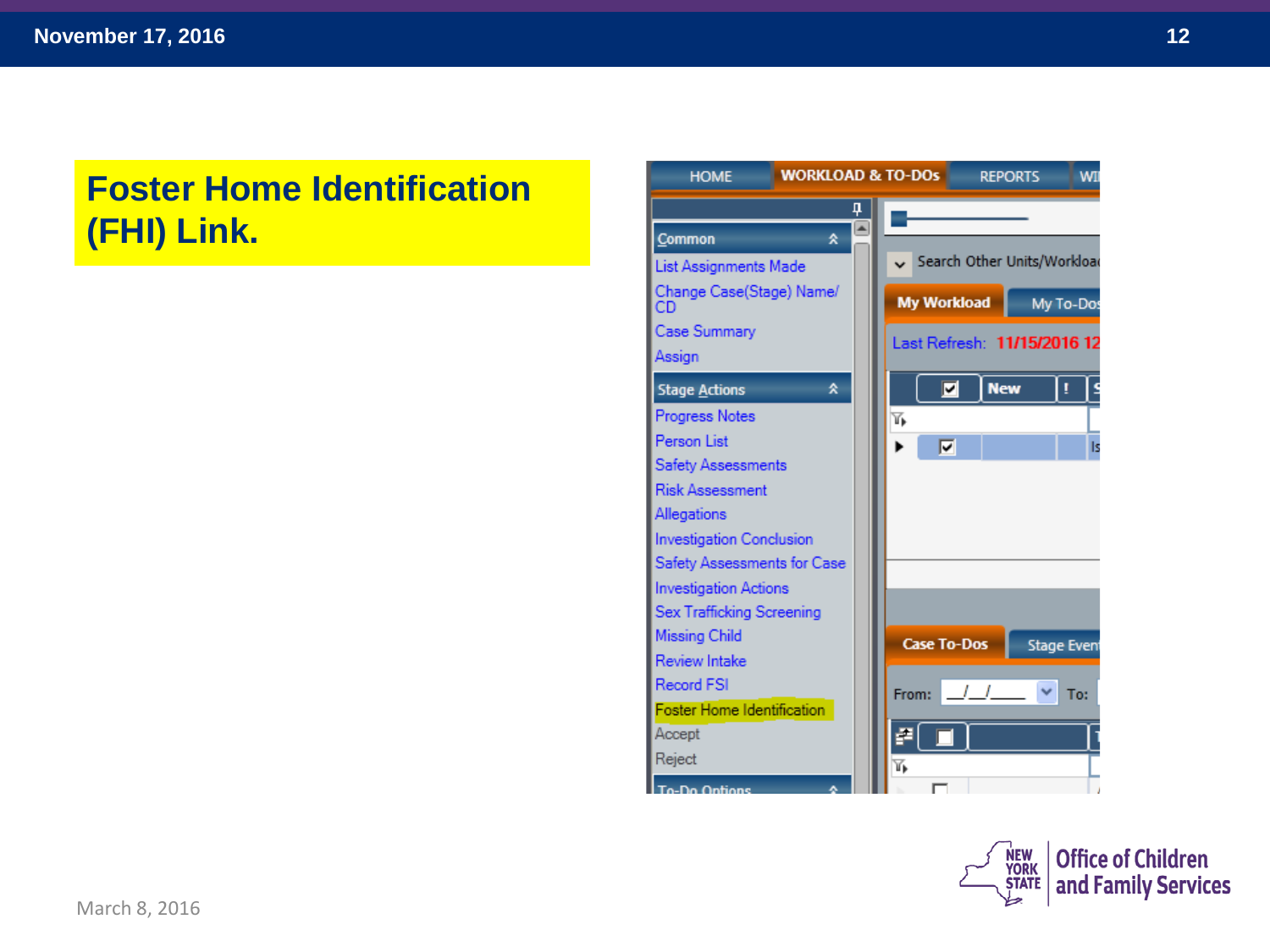# Foster Home Identification (FHI) Link.

HOME | WORKLOAD & TO-DOs | REPORTS | WI

**Common**

- List Assignments Made
- Change Case(Stage) Name/CD
- Case Summary
- Assign

**Stage Actions**

- Progress Notes
- Person List
- Safety Assessments
- Risk Assessment
- Allegations
- Investigation Conclusion
- Safety Assessments for Case
- Investigation Actions
- Sex Trafficking Screening
- Missing Child
- Review Intake
- Record FSI
- Foster Home Identification
- Accept
- Reject

**To-Do Options**

Search Other Units/Workload

My Workload | My To-Dos

Last Refresh: 11/15/2016 12

New

Case To-Dos | Stage Event

From: __/__/____ To:

March 8, 2016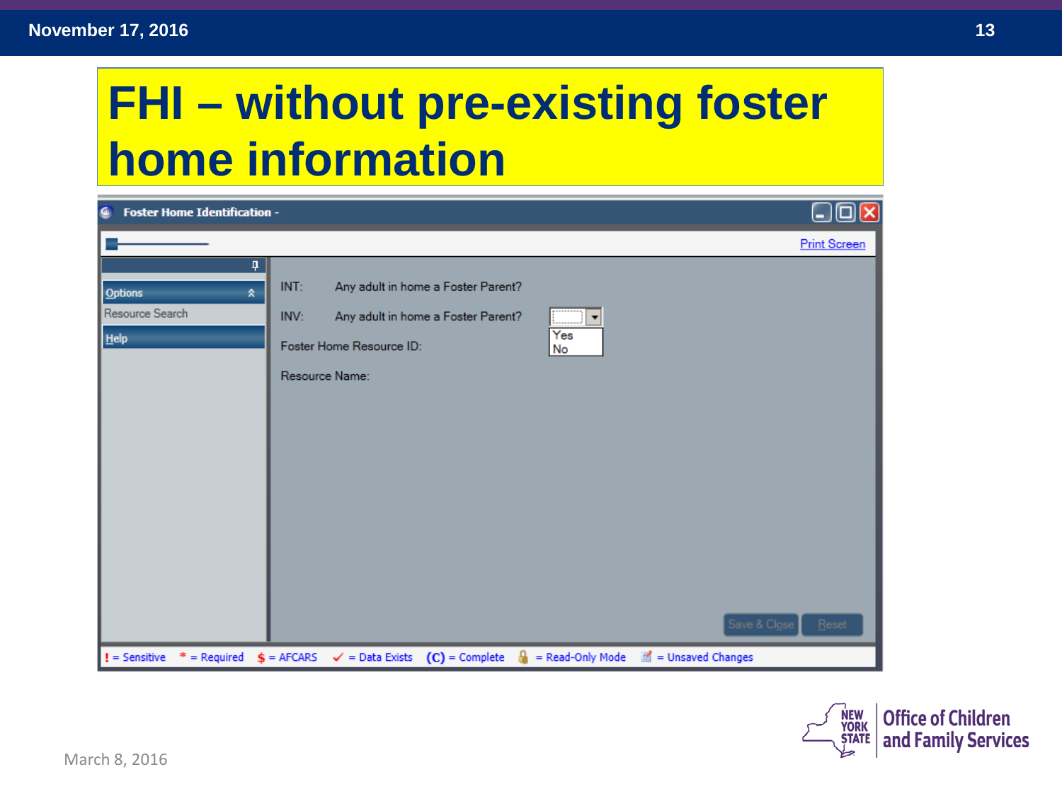# FHI – without pre-existing foster home information

**Foster Home Identification -**

Print Screen

Options

Resource Search

Help

INT: Any adult in home a Foster Parent?

INV: Any adult in home a Foster Parent?

Yes
No

Foster Home Resource ID:

Resource Name:

Save & Close | Reset

! = Sensitive | * = Required | $ = AFCARS | ✓ = Data Exists | (C) = Complete | = Read-Only Mode | = Unsaved Changes

March 8, 2016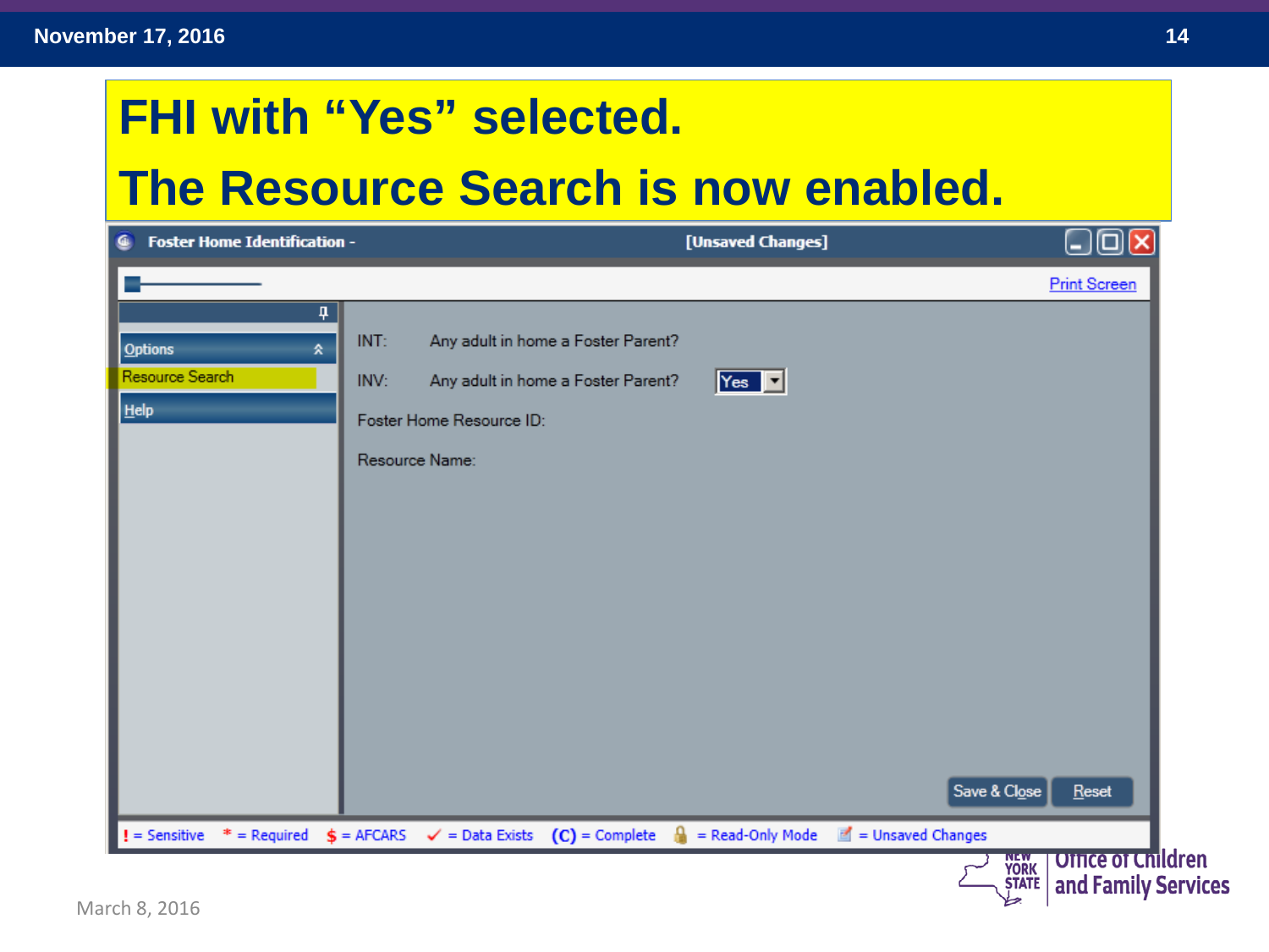# FHI with "Yes" selected.

# The Resource Search is now enabled.

**Foster Home Identification -** [Unsaved Changes]

Print Screen

Options

Resource Search

Help

INT: Any adult in home a Foster Parent?

INV: Any adult in home a Foster Parent? Yes

Foster Home Resource ID:

Resource Name:

Save & Close | Reset

! = Sensitive * = Required $ = AFCARS ✓ = Data Exists (C) = Complete = Read-Only Mode = Unsaved Changes

March 8, 2016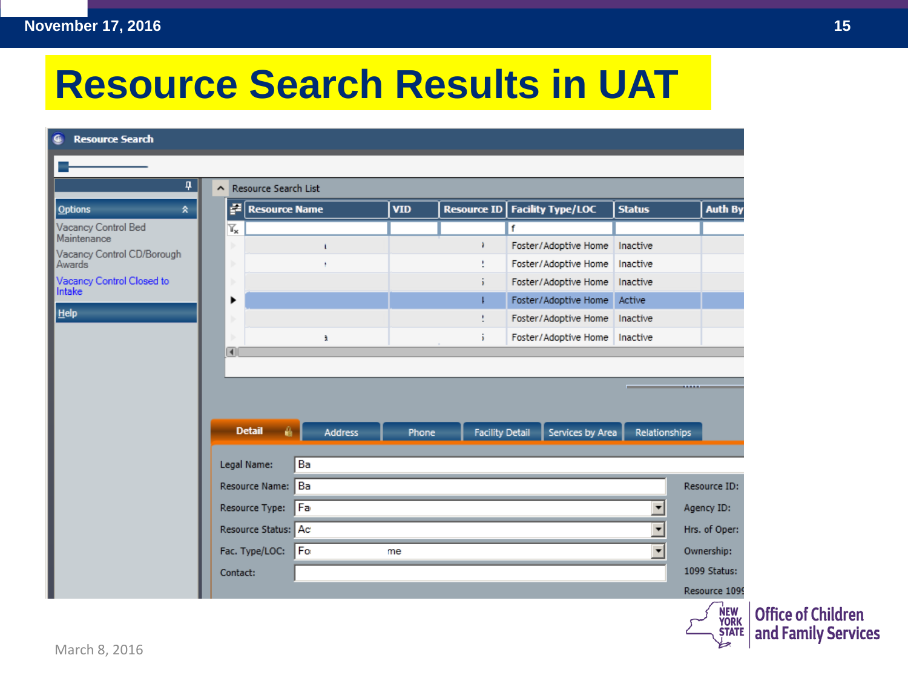# Resource Search Results in UAT

**Resource Search**

Options

- Vacancy Control Bed Maintenance
- Vacancy Control CD/Borough Awards
- Vacancy Control Closed to Intake

Help

Resource Search List

| Resource Name | VID | Resource ID | Facility Type/LOC | Status | Auth By |
|---|---|---|---|---|---|
| | | | f | | |
| | | | Foster/Adoptive Home | Inactive | |
| | | | Foster/Adoptive Home | Inactive | |
| | | | Foster/Adoptive Home | Inactive | |
| | | | Foster/Adoptive Home | Active | |
| | | | Foster/Adoptive Home | Inactive | |
| | | | Foster/Adoptive Home | Inactive | |

Detail | Address | Phone | Facility Detail | Services by Area | Relationships

- Legal Name: Ba
- Resource Name: Ba
- Resource Type: Fa
- Resource Status: Ac
- Fac. Type/LOC: Fo me
- Contact:
- Resource ID:
- Agency ID:
- Hrs. of Oper:
- Ownership:
- 1099 Status:
- Resource 1099

March 8, 2016

NEW YORK STATE | Office of Children and Family Services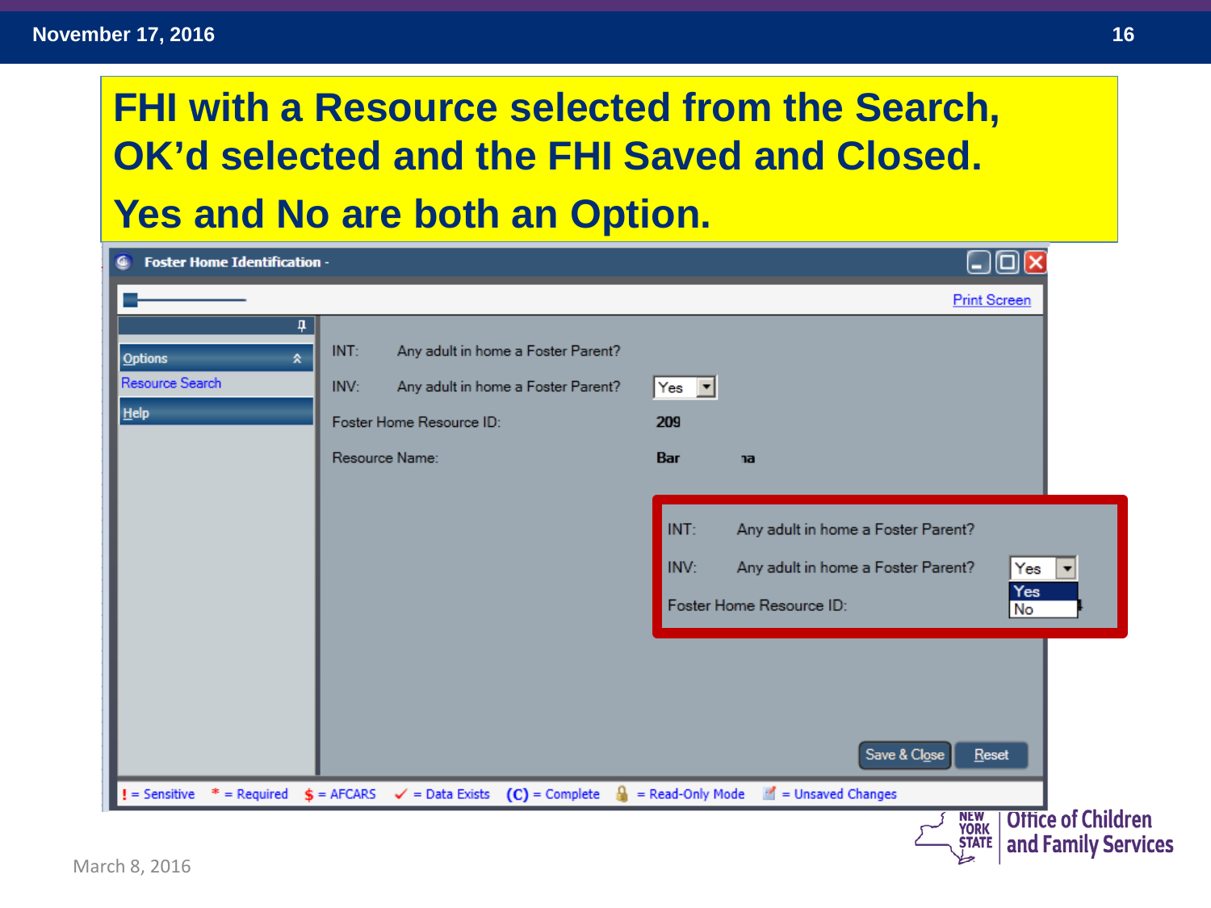# FHI with a Resource selected from the Search, OK'd selected and the FHI Saved and Closed.

## Yes and No are both an Option.

**Foster Home Identification -**

Print Screen

Options

Resource Search

Help

INT: Any adult in home a Foster Parent?

INV: Any adult in home a Foster Parent? Yes

Foster Home Resource ID: 209

Resource Name: Bar ıa

INT: Any adult in home a Foster Parent?

INV: Any adult in home a Foster Parent? Yes

- Yes
- No

Foster Home Resource ID:

Save & Close | Reset

! = Sensitive * = Required $ = AFCARS ✓ = Data Exists (C) = Complete = Read-Only Mode = Unsaved Changes

March 8, 2016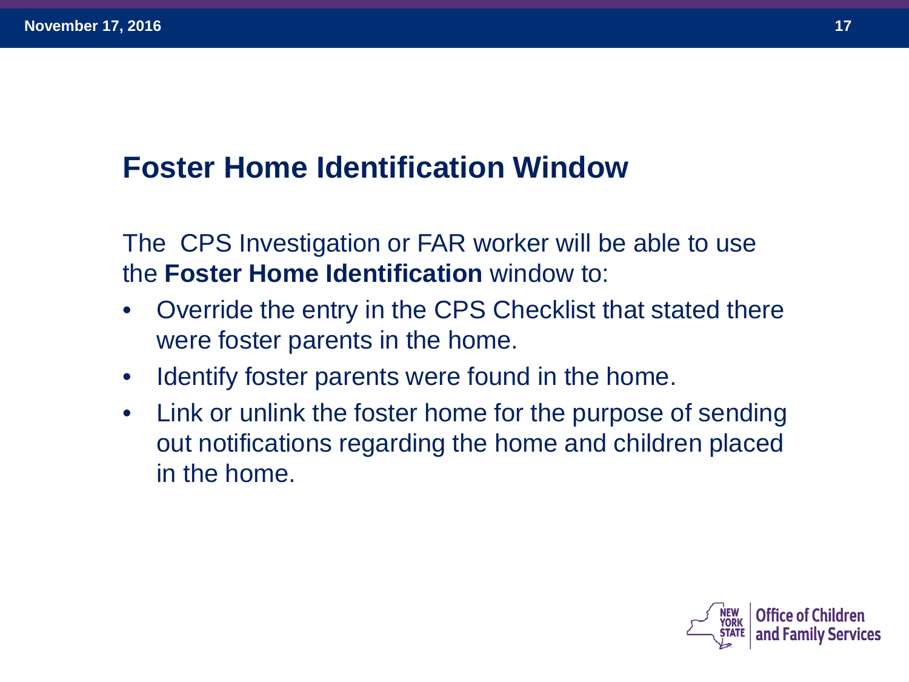## Foster Home Identification Window

The CPS Investigation or FAR worker will be able to use the **Foster Home Identification** window to:

- Override the entry in the CPS Checklist that stated there were foster parents in the home.
- Identify foster parents were found in the home.
- Link or unlink the foster home for the purpose of sending out notifications regarding the home and children placed in the home.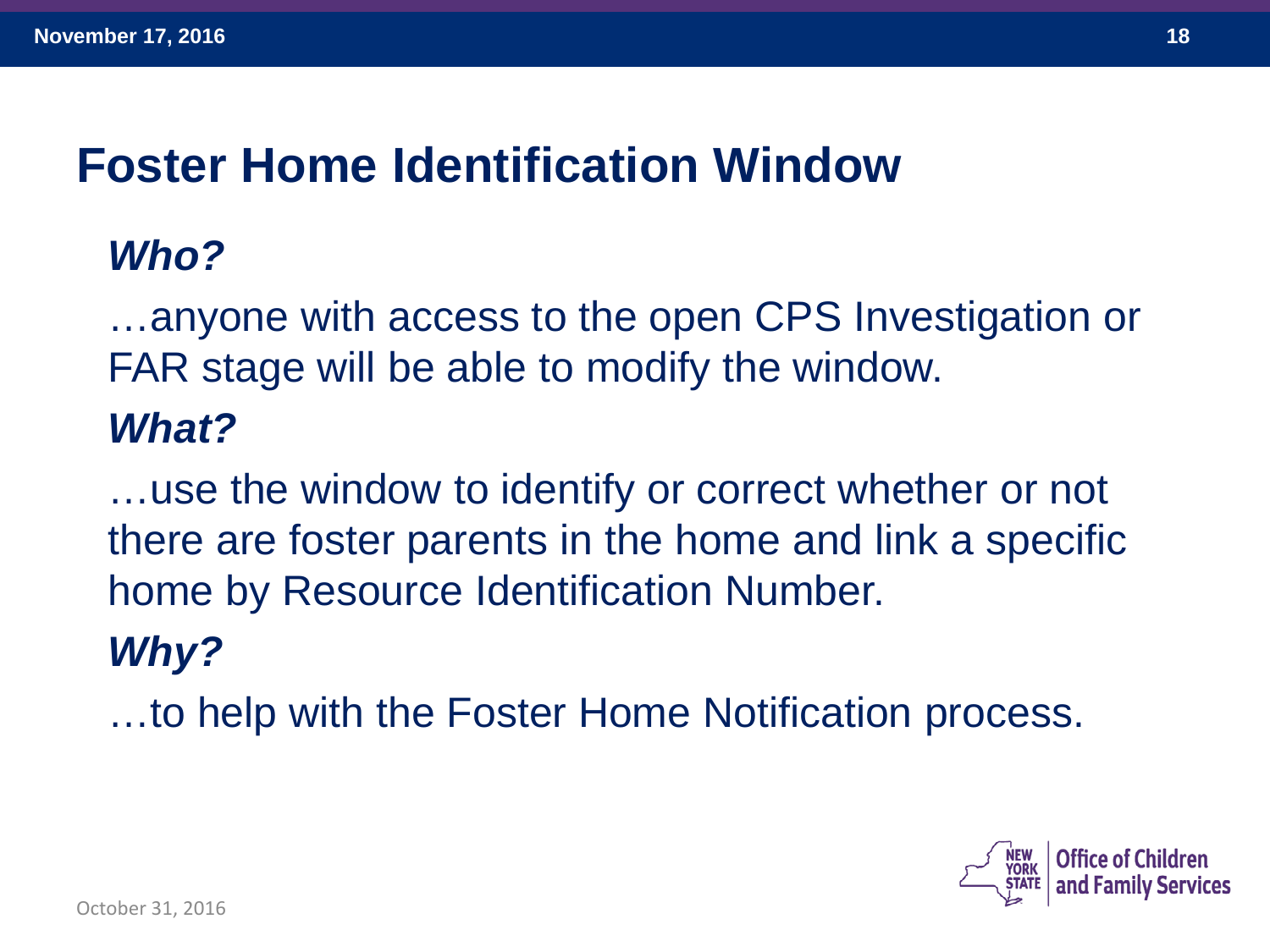# Foster Home Identification Window

***Who?***

…anyone with access to the open CPS Investigation or FAR stage will be able to modify the window.

***What?***

…use the window to identify or correct whether or not there are foster parents in the home and link a specific home by Resource Identification Number.

***Why?***

…to help with the Foster Home Notification process.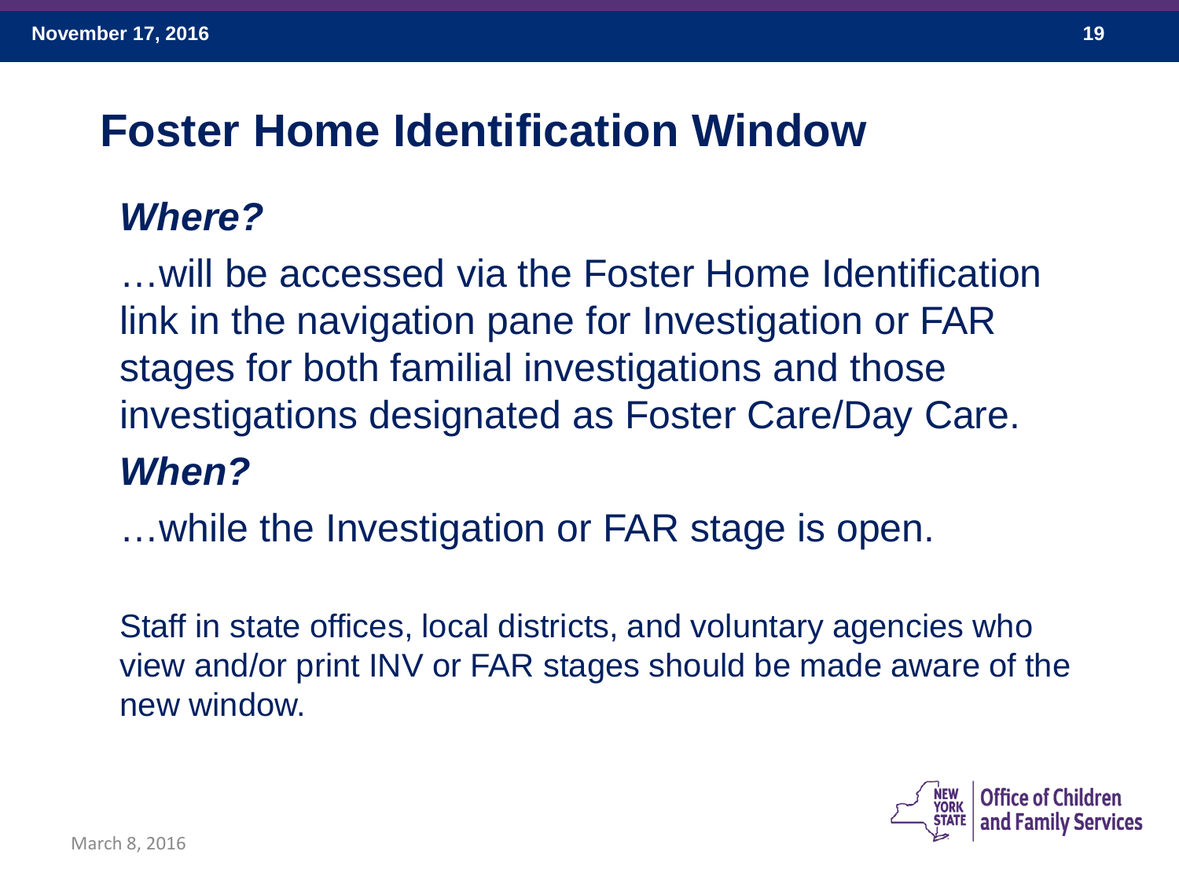# Foster Home Identification Window

***Where?***

…will be accessed via the Foster Home Identification link in the navigation pane for Investigation or FAR stages for both familial investigations and those investigations designated as Foster Care/Day Care.

***When?***

…while the Investigation or FAR stage is open.

Staff in state offices, local districts, and voluntary agencies who view and/or print INV or FAR stages should be made aware of the new window.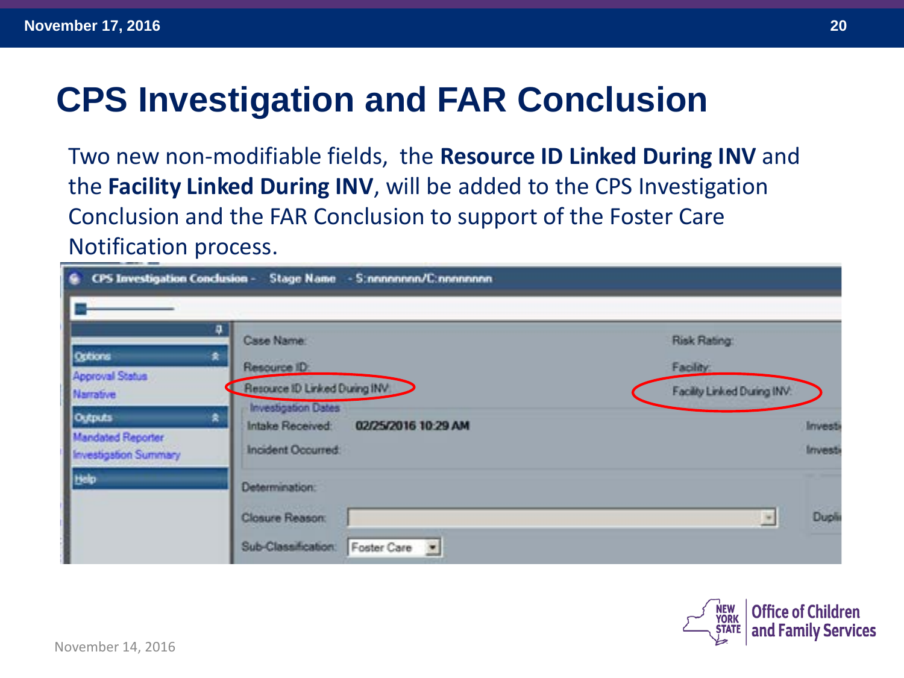# CPS Investigation and FAR Conclusion

Two new non-modifiable fields, the **Resource ID Linked During INV** and the **Facility Linked During INV**, will be added to the CPS Investigation Conclusion and the FAR Conclusion to support of the Foster Care Notification process.

November 14, 2016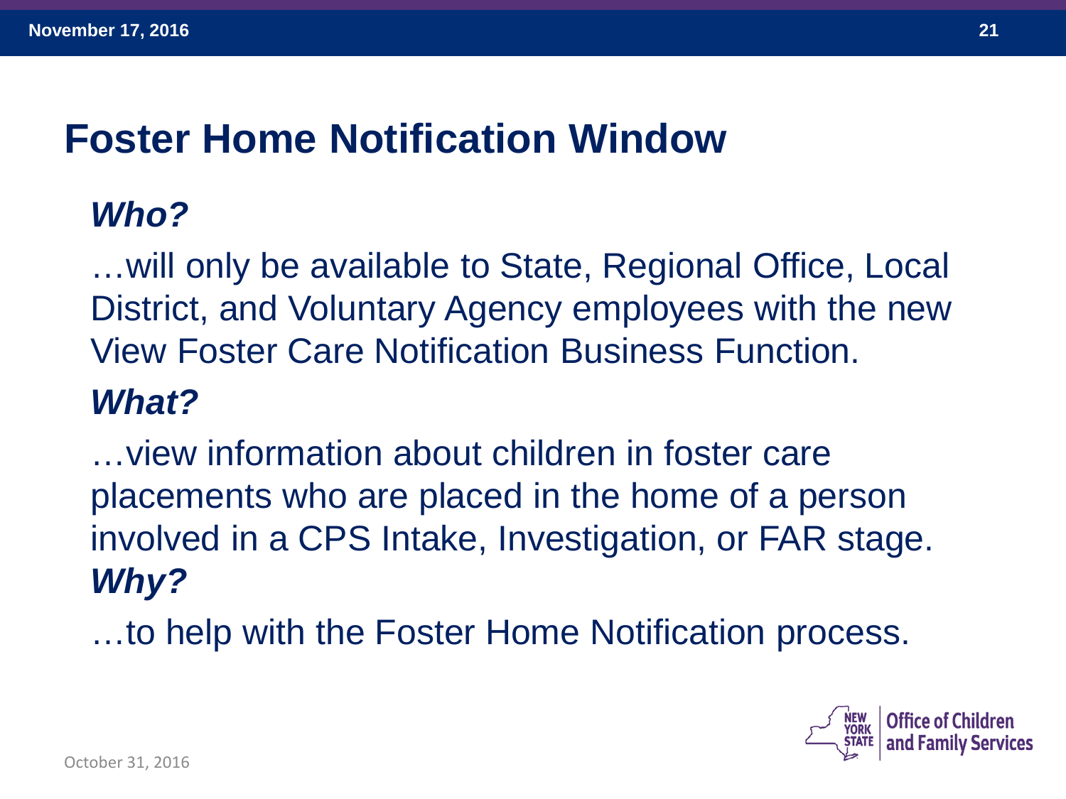# Foster Home Notification Window

***Who?***

…will only be available to State, Regional Office, Local District, and Voluntary Agency employees with the new View Foster Care Notification Business Function.

***What?***

…view information about children in foster care placements who are placed in the home of a person involved in a CPS Intake, Investigation, or FAR stage.

***Why?***

…to help with the Foster Home Notification process.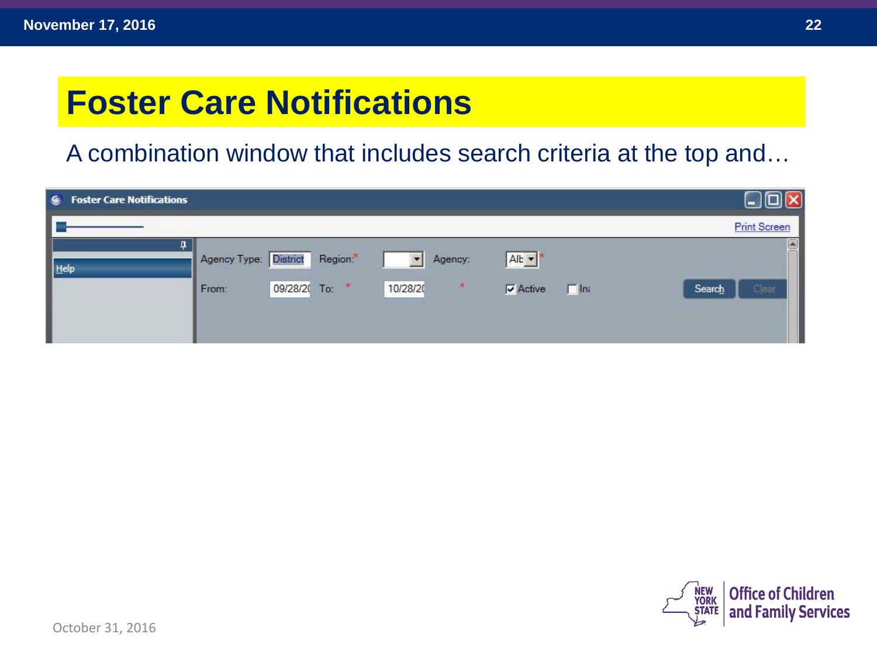# Foster Care Notifications

A combination window that includes search criteria at the top and…

Foster Care Notifications

Print Screen

Help

Agency Type: District Region: * Agency: All *

From: 09/28/20 To: * 10/28/20 * Active Ina

Search Clear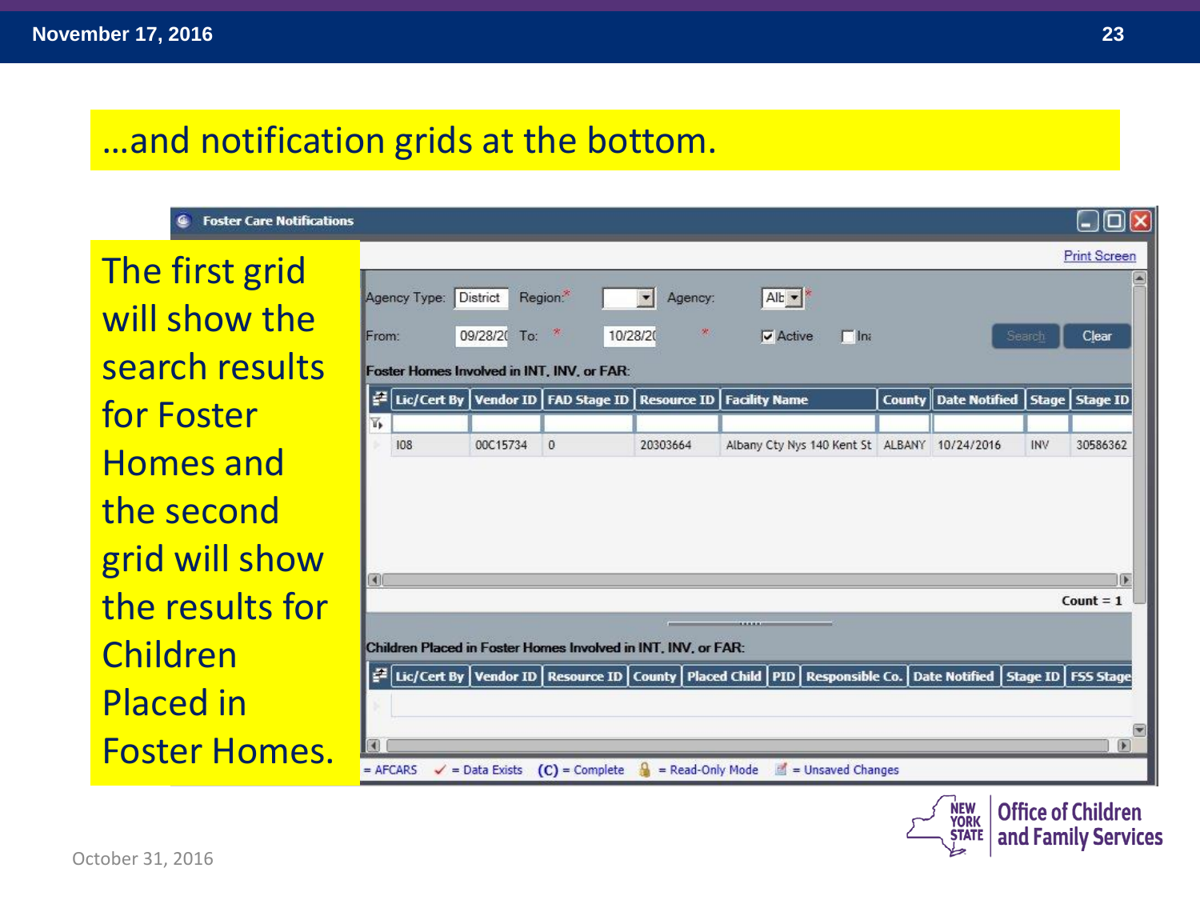# …and notification grids at the bottom.

The first grid will show the search results for Foster Homes and the second grid will show the results for Children Placed in Foster Homes.

**Foster Care Notifications**

Print Screen

Agency Type: District  Region:*  Agency: Alb *

From: 09/28/2( To: * 10/28/2( * ☑ Active ☐ Ina  Search  Clear

Foster Homes Involved in INT, INV, or FAR:

| Lic/Cert By | Vendor ID | FAD Stage ID | Resource ID | Facility Name | County | Date Notified | Stage | Stage ID |
|---|---|---|---|---|---|---|---|---|
| I08 | 00C15734 | 0 | 20303664 | Albany Cty Nys 140 Kent St | ALBANY | 10/24/2016 | INV | 30586362 |

Count = 1

Children Placed in Foster Homes Involved in INT, INV, or FAR:

| Lic/Cert By | Vendor ID | Resource ID | County | Placed Child | PID | Responsible Co. | Date Notified | Stage ID | FSS Stage |
|---|---|---|---|---|---|---|---|---|---|

= AFCARS ✓ = Data Exists (C) = Complete = Read-Only Mode = Unsaved Changes

October 31, 2016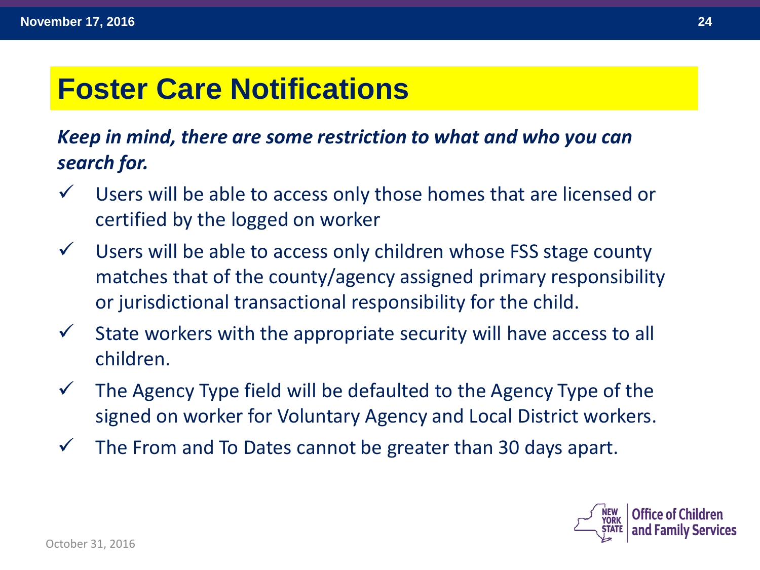# Foster Care Notifications

***Keep in mind, there are some restriction to what and who you can search for.***

- ✓ Users will be able to access only those homes that are licensed or certified by the logged on worker
- ✓ Users will be able to access only children whose FSS stage county matches that of the county/agency assigned primary responsibility or jurisdictional transactional responsibility for the child.
- ✓ State workers with the appropriate security will have access to all children.
- ✓ The Agency Type field will be defaulted to the Agency Type of the signed on worker for Voluntary Agency and Local District workers.
- ✓ The From and To Dates cannot be greater than 30 days apart.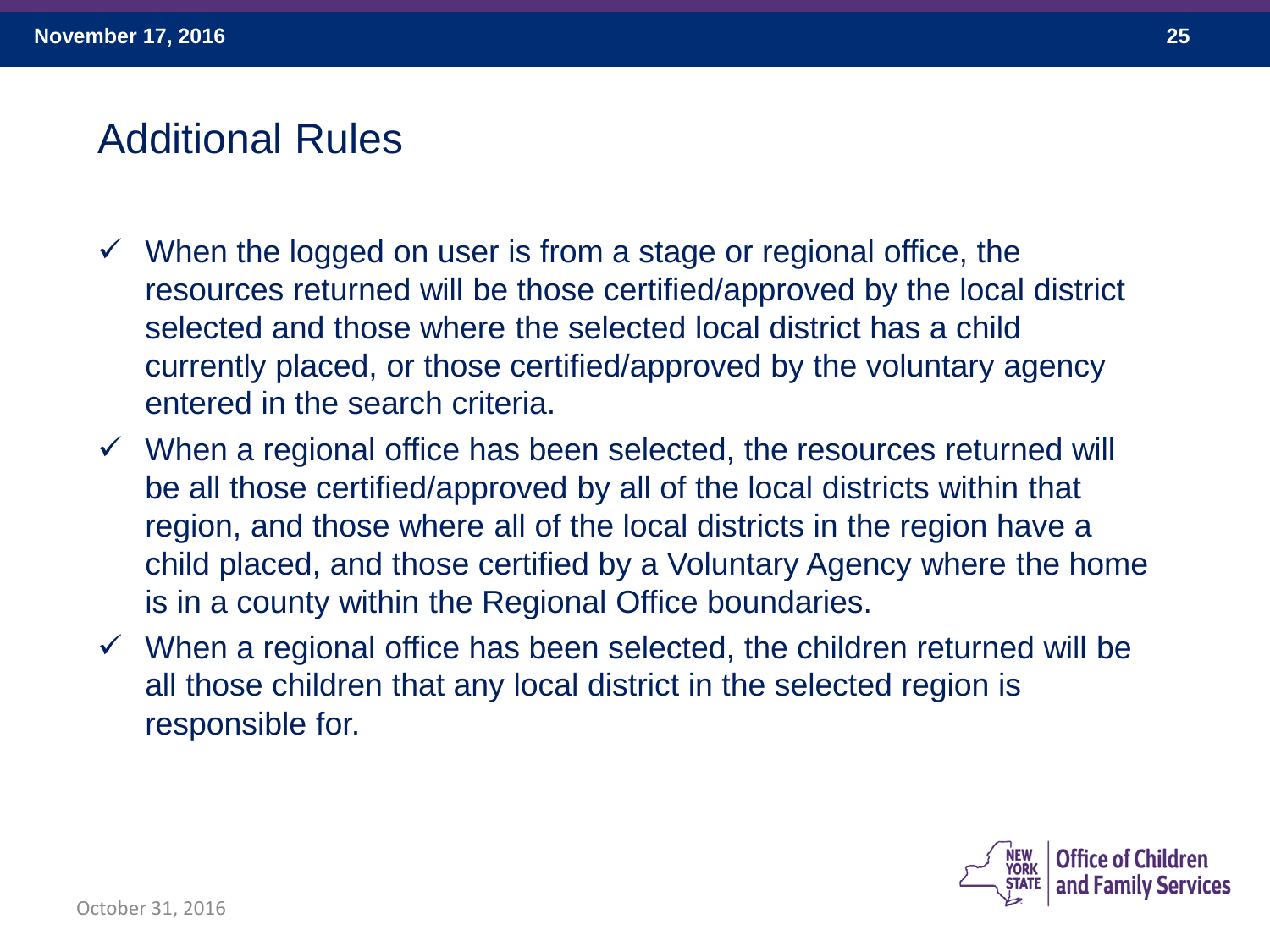# Additional Rules

- ✓ When the logged on user is from a stage or regional office, the resources returned will be those certified/approved by the local district selected and those where the selected local district has a child currently placed, or those certified/approved by the voluntary agency entered in the search criteria.
- ✓ When a regional office has been selected, the resources returned will be all those certified/approved by all of the local districts within that region, and those where all of the local districts in the region have a child placed, and those certified by a Voluntary Agency where the home is in a county within the Regional Office boundaries.
- ✓ When a regional office has been selected, the children returned will be all those children that any local district in the selected region is responsible for.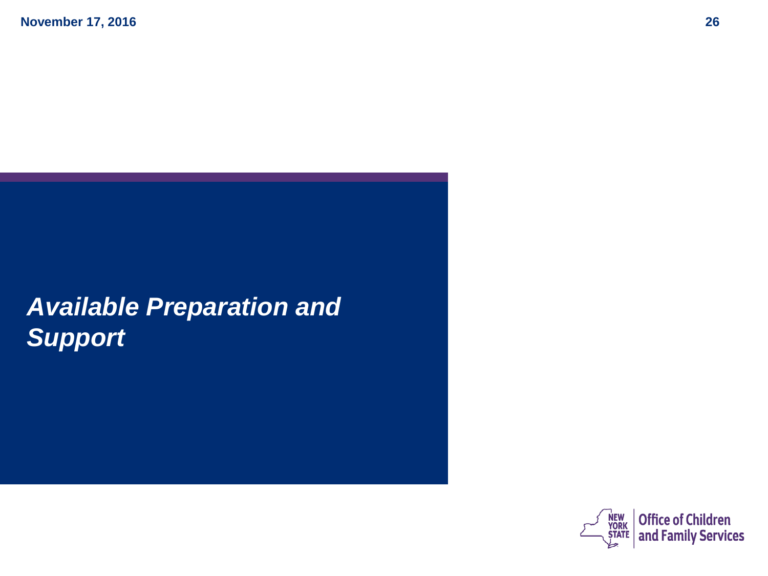# *Available Preparation and Support*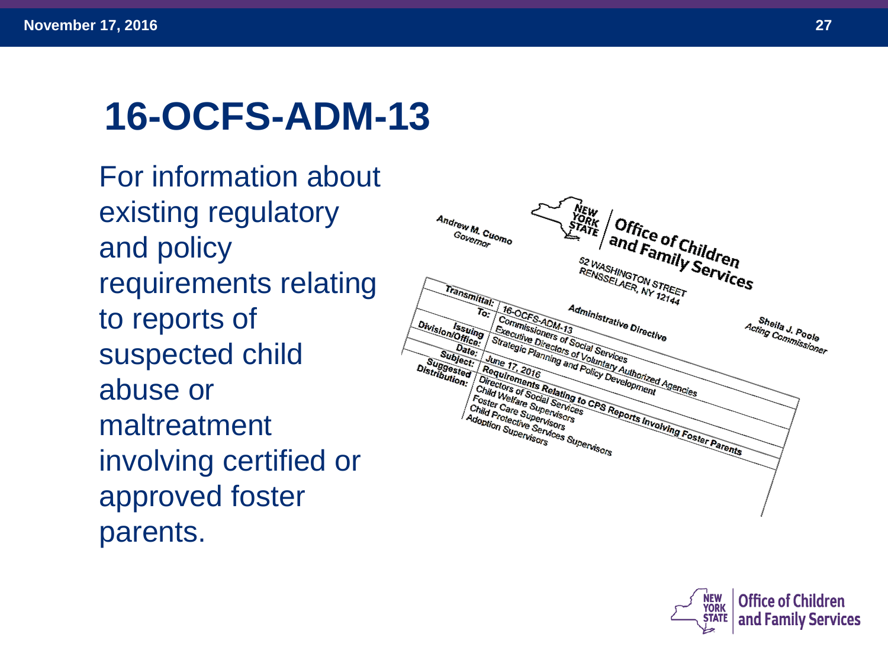# 16-OCFS-ADM-13

For information about existing regulatory and policy requirements relating to reports of suspected child abuse or maltreatment involving certified or approved foster parents.

Andrew M. Cuomo
Governor

NEW YORK STATE | Office of Children and Family Services

52 WASHINGTON STREET
RENSSELAER, NY 12144

Sheila J. Poole
Acting Commissioner

Administrative Directive

| | |
|---|---|
| Transmittal: | 16-OCFS-ADM-13 |
| To: | Commissioners of Social Services<br>Executive Directors of Voluntary Authorized Agencies |
| Issuing Division/Office: | Strategic Planning and Policy Development |
| Date: | June 17, 2016 |
| Subject: | Requirements Relating to CPS Reports Involving Foster Parents |
| Suggested Distribution: | Directors of Social Services<br>Child Welfare Supervisors<br>Foster Care Supervisors<br>Child Protective Services Supervisors<br>Adoption Supervisors |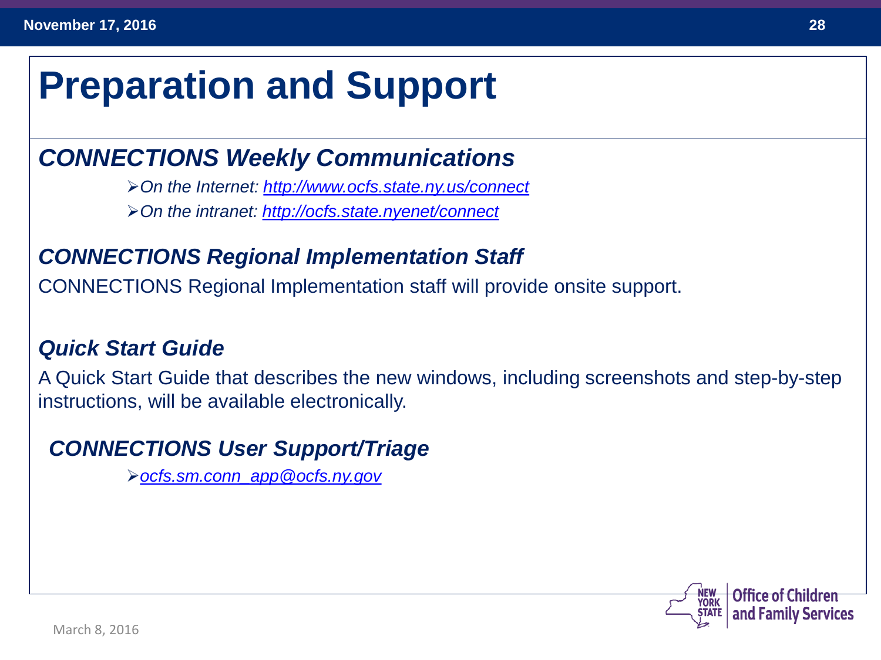# Preparation and Support

## *CONNECTIONS Weekly Communications*

- *On the Internet: http://www.ocfs.state.ny.us/connect*
- *On the intranet: http://ocfs.state.nyenet/connect*

## *CONNECTIONS Regional Implementation Staff*

CONNECTIONS Regional Implementation staff will provide onsite support.

## *Quick Start Guide*

A Quick Start Guide that describes the new windows, including screenshots and step-by-step instructions, will be available electronically.

## *CONNECTIONS User Support/Triage*

- *ocfs.sm.conn_app@ocfs.ny.gov*